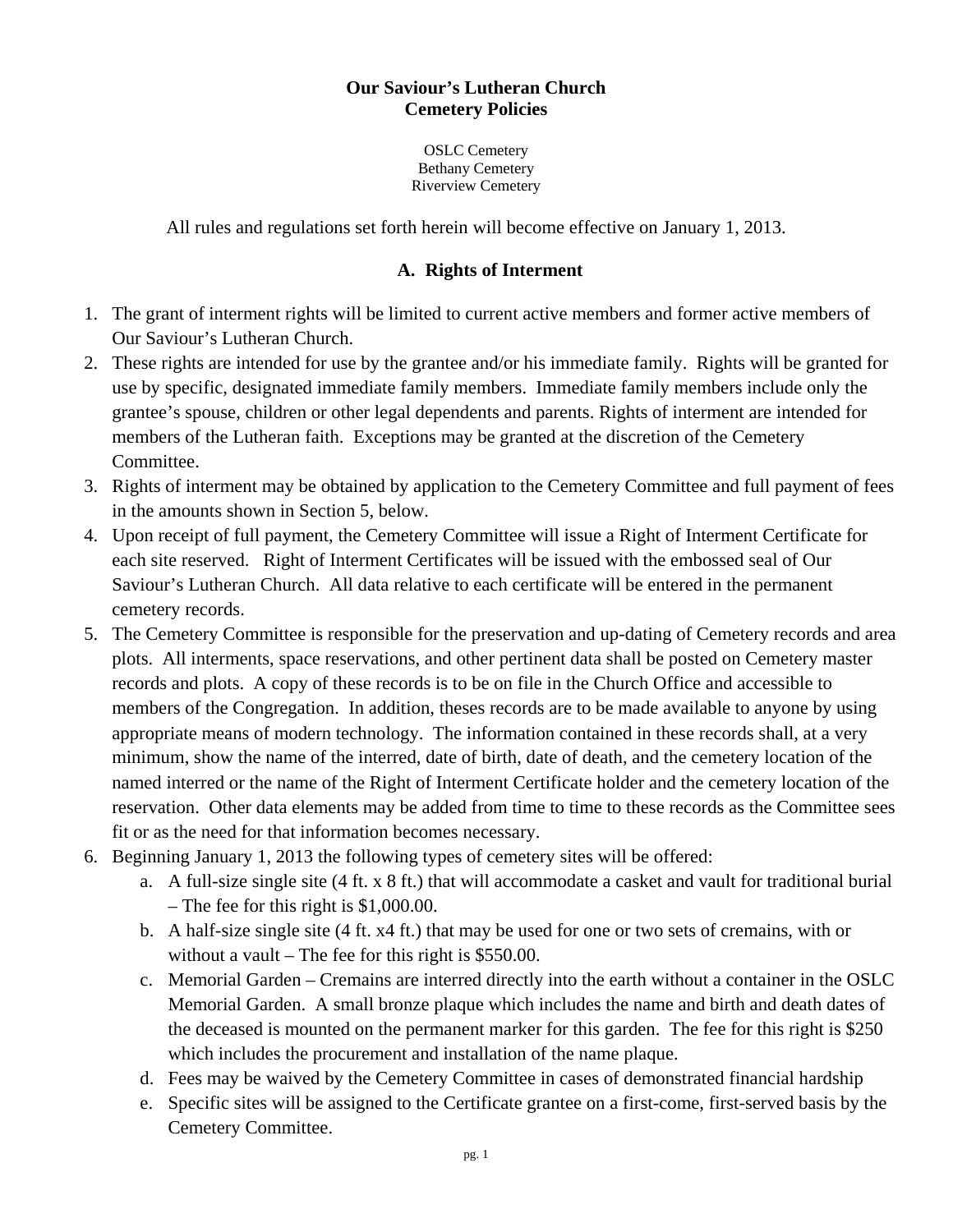# Our Saviour's Lutheran Church
# Cemetery Policies

OSLC Cemetery
Bethany Cemetery
Riverview Cemetery

All rules and regulations set forth herein will become effective on January 1, 2013.

## A. Rights of Interment

1. The grant of interment rights will be limited to current active members and former active members of Our Saviour's Lutheran Church.
2. These rights are intended for use by the grantee and/or his immediate family. Rights will be granted for use by specific, designated immediate family members. Immediate family members include only the grantee's spouse, children or other legal dependents and parents. Rights of interment are intended for members of the Lutheran faith. Exceptions may be granted at the discretion of the Cemetery Committee.
3. Rights of interment may be obtained by application to the Cemetery Committee and full payment of fees in the amounts shown in Section 5, below.
4. Upon receipt of full payment, the Cemetery Committee will issue a Right of Interment Certificate for each site reserved. Right of Interment Certificates will be issued with the embossed seal of Our Saviour's Lutheran Church. All data relative to each certificate will be entered in the permanent cemetery records.
5. The Cemetery Committee is responsible for the preservation and up-dating of Cemetery records and area plots. All interments, space reservations, and other pertinent data shall be posted on Cemetery master records and plots. A copy of these records is to be on file in the Church Office and accessible to members of the Congregation. In addition, theses records are to be made available to anyone by using appropriate means of modern technology. The information contained in these records shall, at a very minimum, show the name of the interred, date of birth, date of death, and the cemetery location of the named interred or the name of the Right of Interment Certificate holder and the cemetery location of the reservation. Other data elements may be added from time to time to these records as the Committee sees fit or as the need for that information becomes necessary.
6. Beginning January 1, 2013 the following types of cemetery sites will be offered:
   a. A full-size single site (4 ft. x 8 ft.) that will accommodate a casket and vault for traditional burial – The fee for this right is $1,000.00.
   b. A half-size single site (4 ft. x4 ft.) that may be used for one or two sets of cremains, with or without a vault – The fee for this right is $550.00.
   c. Memorial Garden – Cremains are interred directly into the earth without a container in the OSLC Memorial Garden. A small bronze plaque which includes the name and birth and death dates of the deceased is mounted on the permanent marker for this garden. The fee for this right is $250 which includes the procurement and installation of the name plaque.
   d. Fees may be waived by the Cemetery Committee in cases of demonstrated financial hardship
   e. Specific sites will be assigned to the Certificate grantee on a first-come, first-served basis by the Cemetery Committee.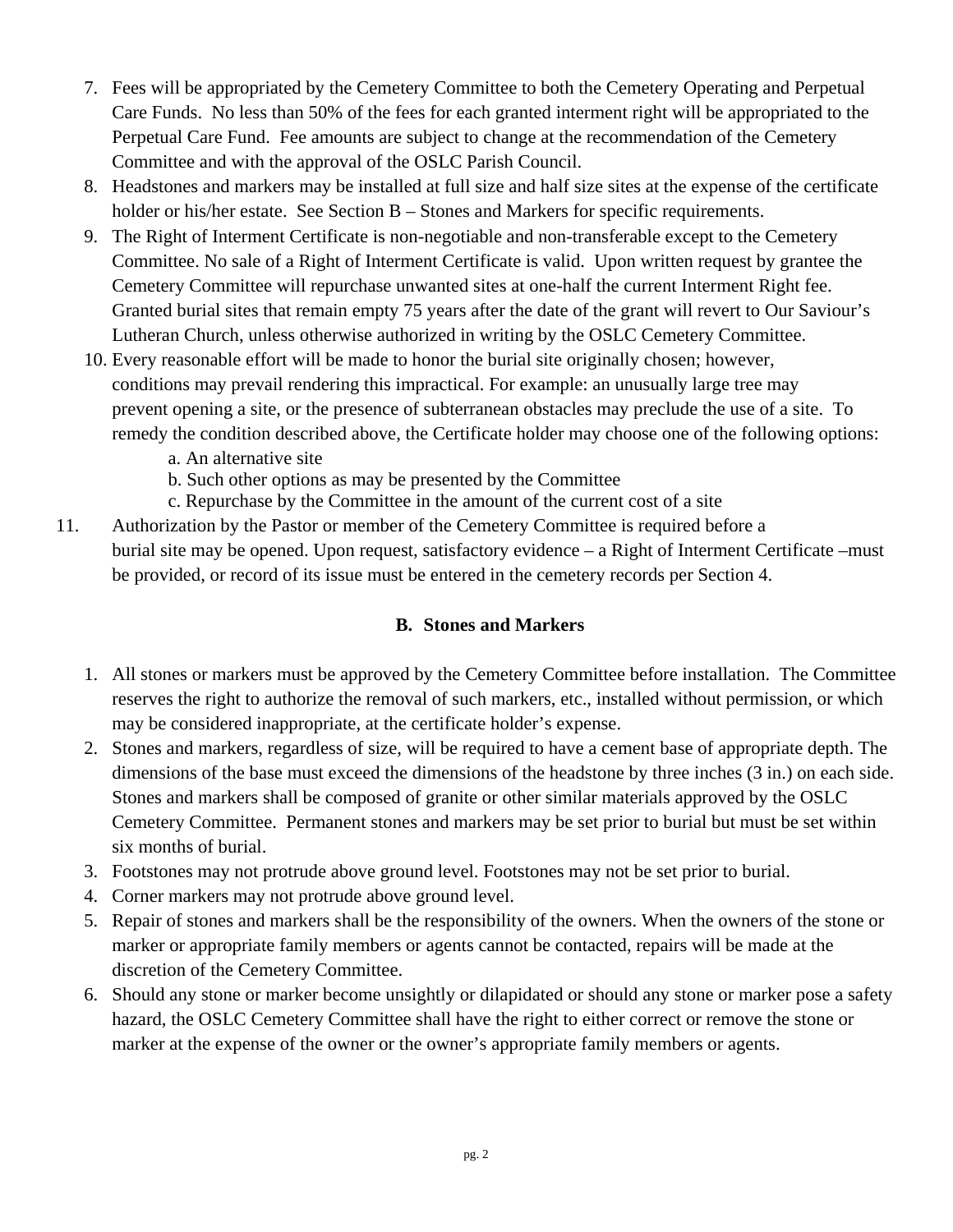7. Fees will be appropriated by the Cemetery Committee to both the Cemetery Operating and Perpetual Care Funds. No less than 50% of the fees for each granted interment right will be appropriated to the Perpetual Care Fund. Fee amounts are subject to change at the recommendation of the Cemetery Committee and with the approval of the OSLC Parish Council.
8. Headstones and markers may be installed at full size and half size sites at the expense of the certificate holder or his/her estate. See Section B – Stones and Markers for specific requirements.
9. The Right of Interment Certificate is non-negotiable and non-transferable except to the Cemetery Committee. No sale of a Right of Interment Certificate is valid. Upon written request by grantee the Cemetery Committee will repurchase unwanted sites at one-half the current Interment Right fee. Granted burial sites that remain empty 75 years after the date of the grant will revert to Our Saviour's Lutheran Church, unless otherwise authorized in writing by the OSLC Cemetery Committee.
10. Every reasonable effort will be made to honor the burial site originally chosen; however, conditions may prevail rendering this impractical. For example: an unusually large tree may prevent opening a site, or the presence of subterranean obstacles may preclude the use of a site. To remedy the condition described above, the Certificate holder may choose one of the following options:
    a. An alternative site
    b. Such other options as may be presented by the Committee
    c. Repurchase by the Committee in the amount of the current cost of a site
11. Authorization by the Pastor or member of the Cemetery Committee is required before a burial site may be opened. Upon request, satisfactory evidence – a Right of Interment Certificate –must be provided, or record of its issue must be entered in the cemetery records per Section 4.

### B. Stones and Markers

1. All stones or markers must be approved by the Cemetery Committee before installation. The Committee reserves the right to authorize the removal of such markers, etc., installed without permission, or which may be considered inappropriate, at the certificate holder's expense.
2. Stones and markers, regardless of size, will be required to have a cement base of appropriate depth. The dimensions of the base must exceed the dimensions of the headstone by three inches (3 in.) on each side. Stones and markers shall be composed of granite or other similar materials approved by the OSLC Cemetery Committee. Permanent stones and markers may be set prior to burial but must be set within six months of burial.
3. Footstones may not protrude above ground level. Footstones may not be set prior to burial.
4. Corner markers may not protrude above ground level.
5. Repair of stones and markers shall be the responsibility of the owners. When the owners of the stone or marker or appropriate family members or agents cannot be contacted, repairs will be made at the discretion of the Cemetery Committee.
6. Should any stone or marker become unsightly or dilapidated or should any stone or marker pose a safety hazard, the OSLC Cemetery Committee shall have the right to either correct or remove the stone or marker at the expense of the owner or the owner's appropriate family members or agents.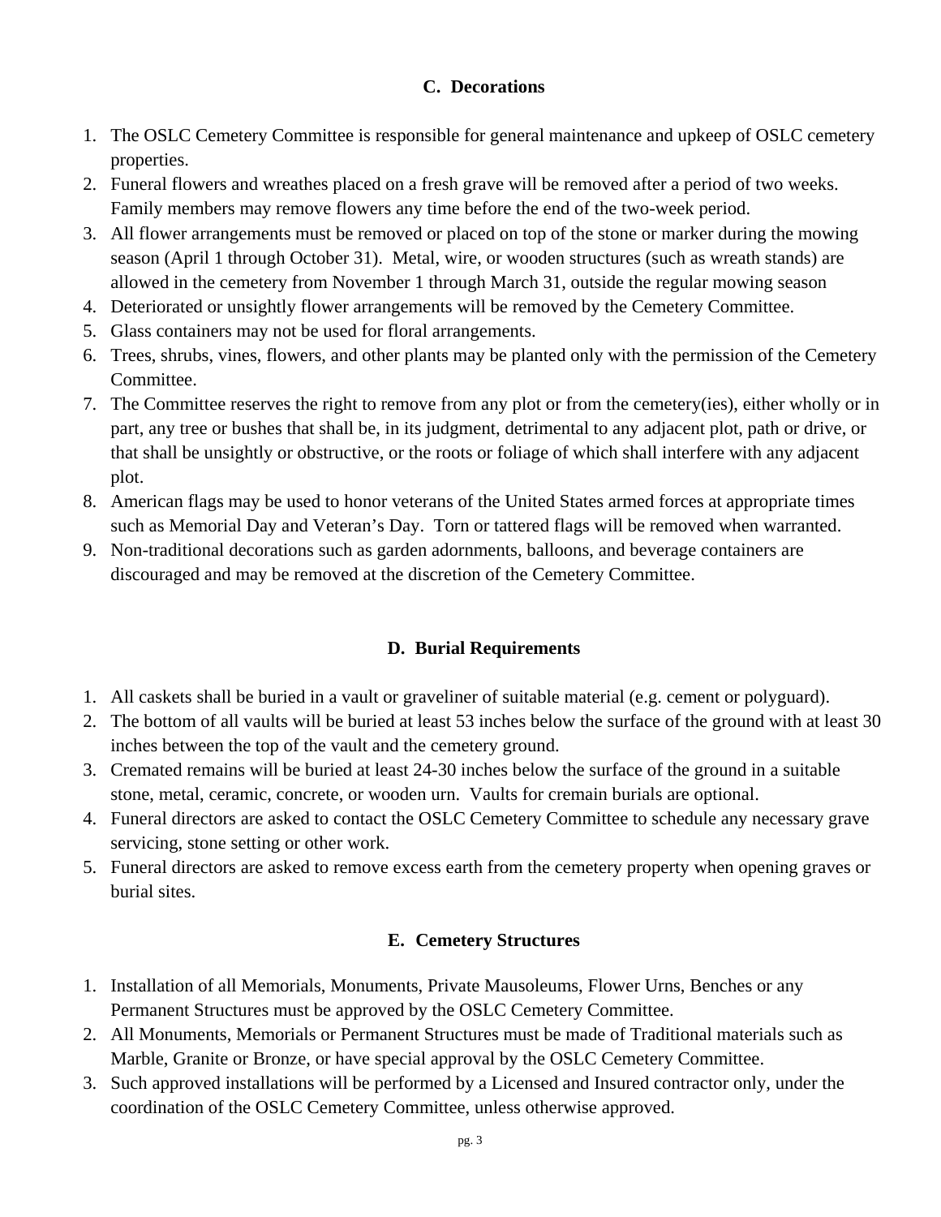## C. Decorations

1. The OSLC Cemetery Committee is responsible for general maintenance and upkeep of OSLC cemetery properties.
2. Funeral flowers and wreathes placed on a fresh grave will be removed after a period of two weeks. Family members may remove flowers any time before the end of the two-week period.
3. All flower arrangements must be removed or placed on top of the stone or marker during the mowing season (April 1 through October 31). Metal, wire, or wooden structures (such as wreath stands) are allowed in the cemetery from November 1 through March 31, outside the regular mowing season
4. Deteriorated or unsightly flower arrangements will be removed by the Cemetery Committee.
5. Glass containers may not be used for floral arrangements.
6. Trees, shrubs, vines, flowers, and other plants may be planted only with the permission of the Cemetery Committee.
7. The Committee reserves the right to remove from any plot or from the cemetery(ies), either wholly or in part, any tree or bushes that shall be, in its judgment, detrimental to any adjacent plot, path or drive, or that shall be unsightly or obstructive, or the roots or foliage of which shall interfere with any adjacent plot.
8. American flags may be used to honor veterans of the United States armed forces at appropriate times such as Memorial Day and Veteran's Day. Torn or tattered flags will be removed when warranted.
9. Non-traditional decorations such as garden adornments, balloons, and beverage containers are discouraged and may be removed at the discretion of the Cemetery Committee.

## D. Burial Requirements

1. All caskets shall be buried in a vault or graveliner of suitable material (e.g. cement or polyguard).
2. The bottom of all vaults will be buried at least 53 inches below the surface of the ground with at least 30 inches between the top of the vault and the cemetery ground.
3. Cremated remains will be buried at least 24-30 inches below the surface of the ground in a suitable stone, metal, ceramic, concrete, or wooden urn. Vaults for cremain burials are optional.
4. Funeral directors are asked to contact the OSLC Cemetery Committee to schedule any necessary grave servicing, stone setting or other work.
5. Funeral directors are asked to remove excess earth from the cemetery property when opening graves or burial sites.

## E. Cemetery Structures

1. Installation of all Memorials, Monuments, Private Mausoleums, Flower Urns, Benches or any Permanent Structures must be approved by the OSLC Cemetery Committee.
2. All Monuments, Memorials or Permanent Structures must be made of Traditional materials such as Marble, Granite or Bronze, or have special approval by the OSLC Cemetery Committee.
3. Such approved installations will be performed by a Licensed and Insured contractor only, under the coordination of the OSLC Cemetery Committee, unless otherwise approved.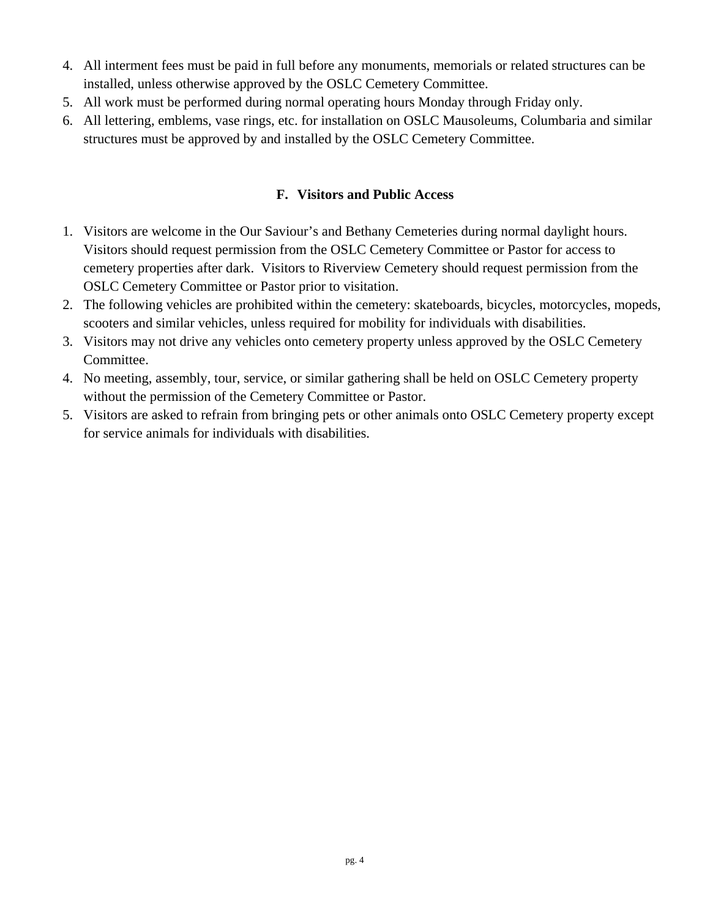4. All interment fees must be paid in full before any monuments, memorials or related structures can be installed, unless otherwise approved by the OSLC Cemetery Committee.
5. All work must be performed during normal operating hours Monday through Friday only.
6. All lettering, emblems, vase rings, etc. for installation on OSLC Mausoleums, Columbaria and similar structures must be approved by and installed by the OSLC Cemetery Committee.

## F. Visitors and Public Access

1. Visitors are welcome in the Our Saviour's and Bethany Cemeteries during normal daylight hours. Visitors should request permission from the OSLC Cemetery Committee or Pastor for access to cemetery properties after dark. Visitors to Riverview Cemetery should request permission from the OSLC Cemetery Committee or Pastor prior to visitation.
2. The following vehicles are prohibited within the cemetery: skateboards, bicycles, motorcycles, mopeds, scooters and similar vehicles, unless required for mobility for individuals with disabilities.
3. Visitors may not drive any vehicles onto cemetery property unless approved by the OSLC Cemetery Committee.
4. No meeting, assembly, tour, service, or similar gathering shall be held on OSLC Cemetery property without the permission of the Cemetery Committee or Pastor.
5. Visitors are asked to refrain from bringing pets or other animals onto OSLC Cemetery property except for service animals for individuals with disabilities.